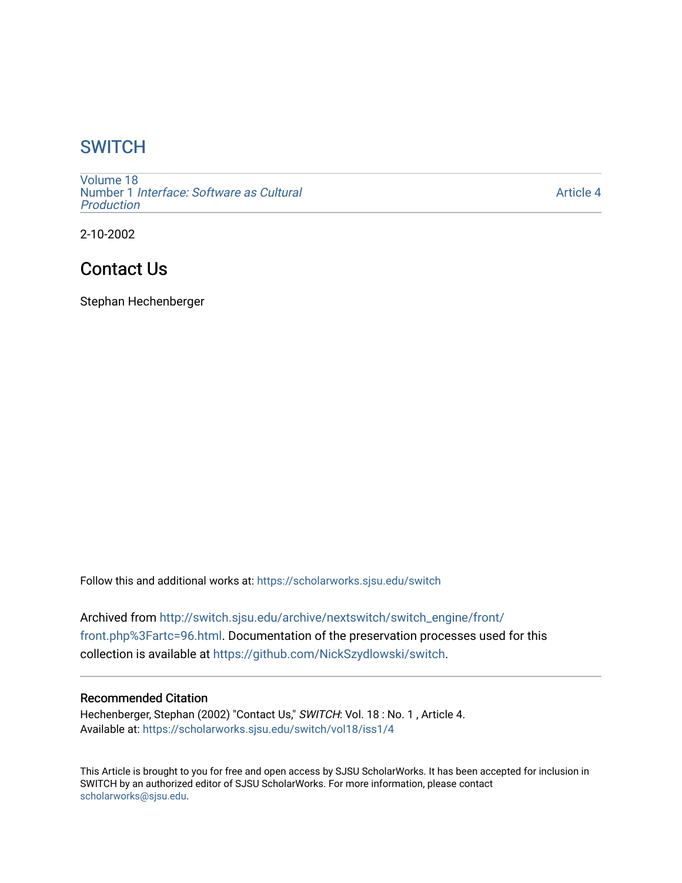# SWITCH

Volume 18
Number 1 *Interface: Software as Cultural Production*

Article 4

2-10-2002

## Contact Us

Stephan Hechenberger

Follow this and additional works at: https://scholarworks.sjsu.edu/switch

Archived from http://switch.sjsu.edu/archive/nextswitch/switch_engine/front/front.php%3Fartc=96.html. Documentation of the preservation processes used for this collection is available at https://github.com/NickSzydlowski/switch.

### Recommended Citation

Hechenberger, Stephan (2002) "Contact Us," *SWITCH*: Vol. 18 : No. 1 , Article 4.
Available at: https://scholarworks.sjsu.edu/switch/vol18/iss1/4

This Article is brought to you for free and open access by SJSU ScholarWorks. It has been accepted for inclusion in SWITCH by an authorized editor of SJSU ScholarWorks. For more information, please contact scholarworks@sjsu.edu.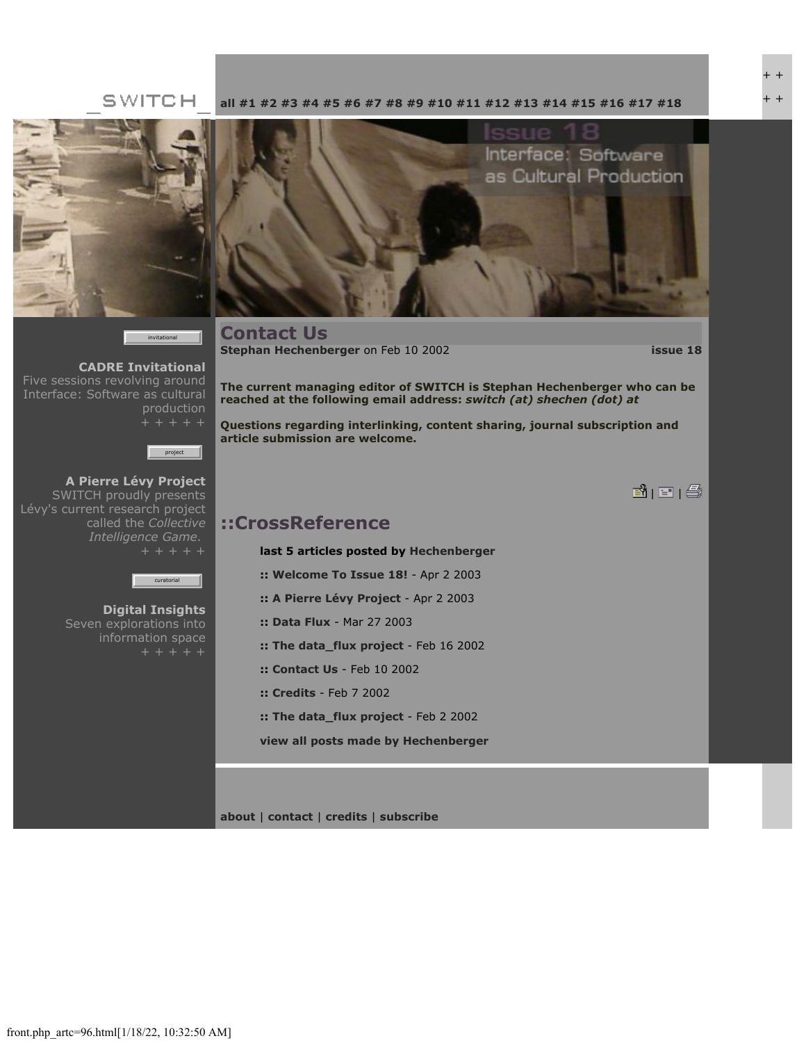_SWITCH_ all #1 #2 #3 #4 #5 #6 #7 #8 #9 #10 #11 #12 #13 #14 #15 #16 #17 #18

+ +

+ +

invitational

**CADRE Invitational**
Five sessions revolving around Interface: Software as cultural production
+ + + + +

project

**A Pierre Lévy Project**
SWITCH proudly presents Lévy's current research project called the *Collective Intelligence Game*.
+ + + + +

curatorial

**Digital Insights**
Seven explorations into information space
+ + + + +

# Contact Us

**Stephan Hechenberger** on Feb 10 2002 **issue 18**

**The current managing editor of SWITCH is Stephan Hechenberger who can be reached at the following email address:** ***switch (at) shechen (dot) at***

**Questions regarding interlinking, content sharing, journal subscription and article submission are welcome.**

## ::CrossReference

**last 5 articles posted by Hechenberger**

**:: Welcome To Issue 18!** - Apr 2 2003

**:: A Pierre Lévy Project** - Apr 2 2003

**:: Data Flux** - Mar 27 2003

**:: The data_flux project** - Feb 16 2002

**:: Contact Us** - Feb 10 2002

**:: Credits** - Feb 7 2002

**:: The data_flux project** - Feb 2 2002

**view all posts made by Hechenberger**

**about** | **contact** | **credits** | **subscribe**